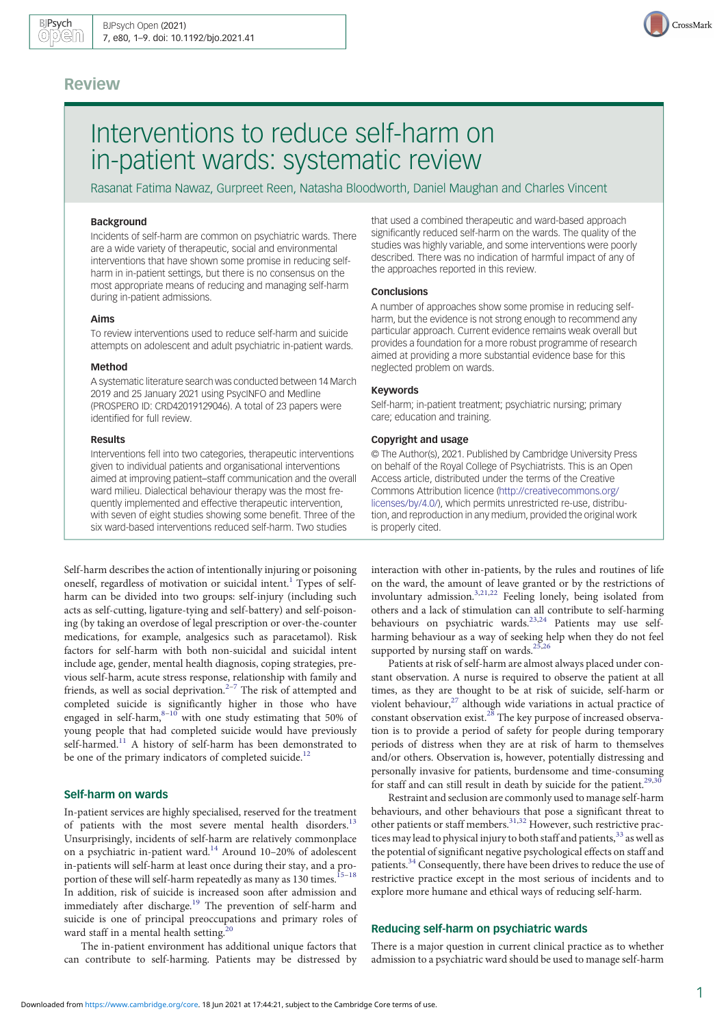## Review

# Interventions to reduce self-harm on in-patient wards: systematic review

Rasanat Fatima Nawaz, Gurpreet Reen, Natasha Bloodworth, Daniel Maughan and Charles Vincent

### Background

Incidents of self-harm are common on psychiatric wards. There are a wide variety of therapeutic, social and environmental interventions that have shown some promise in reducing self-harm in in-patient settings, but there is no consensus on the most appropriate means of reducing and managing self-harm during in-patient admissions.

### Aims

To review interventions used to reduce self-harm and suicide attempts on adolescent and adult psychiatric in-patient wards.

### Method

A systematic literature search was conducted between 14 March 2019 and 25 January 2021 using PsycINFO and Medline (PROSPERO ID: CRD42019129046). A total of 23 papers were identified for full review.

### Results

Interventions fell into two categories, therapeutic interventions given to individual patients and organisational interventions aimed at improving patient–staff communication and the overall ward milieu. Dialectical behaviour therapy was the most frequently implemented and effective therapeutic intervention, with seven of eight studies showing some benefit. Three of the six ward-based interventions reduced self-harm. Two studies that used a combined therapeutic and ward-based approach significantly reduced self-harm on the wards. The quality of the studies was highly variable, and some interventions were poorly described. There was no indication of harmful impact of any of the approaches reported in this review.

### Conclusions

A number of approaches show some promise in reducing self-harm, but the evidence is not strong enough to recommend any particular approach. Current evidence remains weak overall but provides a foundation for a more robust programme of research aimed at providing a more substantial evidence base for this neglected problem on wards.

### Keywords

Self-harm; in-patient treatment; psychiatric nursing; primary care; education and training.

### Copyright and usage

© The Author(s), 2021. Published by Cambridge University Press on behalf of the Royal College of Psychiatrists. This is an Open Access article, distributed under the terms of the Creative Commons Attribution licence (http://creativecommons.org/licenses/by/4.0/), which permits unrestricted re-use, distribution, and reproduction in any medium, provided the original work is properly cited.

Self-harm describes the action of intentionally injuring or poisoning oneself, regardless of motivation or suicidal intent.[1] Types of self-harm can be divided into two groups: self-injury (including such acts as self-cutting, ligature-tying and self-battery) and self-poisoning (by taking an overdose of legal prescription or over-the-counter medications, for example, analgesics such as paracetamol). Risk factors for self-harm with both non-suicidal and suicidal intent include age, gender, mental health diagnosis, coping strategies, previous self-harm, acute stress response, relationship with family and friends, as well as social deprivation.[2–7] The risk of attempted and completed suicide is significantly higher in those who have engaged in self-harm,[8–10] with one study estimating that 50% of young people that had completed suicide would have previously self-harmed.[11] A history of self-harm has been demonstrated to be one of the primary indicators of completed suicide.[12]

## Self-harm on wards

In-patient services are highly specialised, reserved for the treatment of patients with the most severe mental health disorders.[13] Unsurprisingly, incidents of self-harm are relatively commonplace on a psychiatric in-patient ward.[14] Around 10–20% of adolescent in-patients will self-harm at least once during their stay, and a proportion of these will self-harm repeatedly as many as 130 times.[15–18] In addition, risk of suicide is increased soon after admission and immediately after discharge.[19] The prevention of self-harm and suicide is one of principal preoccupations and primary roles of ward staff in a mental health setting.[20]

The in-patient environment has additional unique factors that can contribute to self-harming. Patients may be distressed by interaction with other in-patients, by the rules and routines of life on the ward, the amount of leave granted or by the restrictions of involuntary admission.[3,21,22] Feeling lonely, being isolated from others and a lack of stimulation can all contribute to self-harming behaviours on psychiatric wards.[23,24] Patients may use self-harming behaviour as a way of seeking help when they do not feel supported by nursing staff on wards.[25,26]

Patients at risk of self-harm are almost always placed under constant observation. A nurse is required to observe the patient at all times, as they are thought to be at risk of suicide, self-harm or violent behaviour,[27] although wide variations in actual practice of constant observation exist.[28] The key purpose of increased observation is to provide a period of safety for people during temporary periods of distress when they are at risk of harm to themselves and/or others. Observation is, however, potentially distressing and personally invasive for patients, burdensome and time-consuming for staff and can still result in death by suicide for the patient.[29,30]

Restraint and seclusion are commonly used to manage self-harm behaviours, and other behaviours that pose a significant threat to other patients or staff members.[31,32] However, such restrictive practices may lead to physical injury to both staff and patients,[33] as well as the potential of significant negative psychological effects on staff and patients.[34] Consequently, there have been drives to reduce the use of restrictive practice except in the most serious of incidents and to explore more humane and ethical ways of reducing self-harm.

## Reducing self-harm on psychiatric wards

There is a major question in current clinical practice as to whether admission to a psychiatric ward should be used to manage self-harm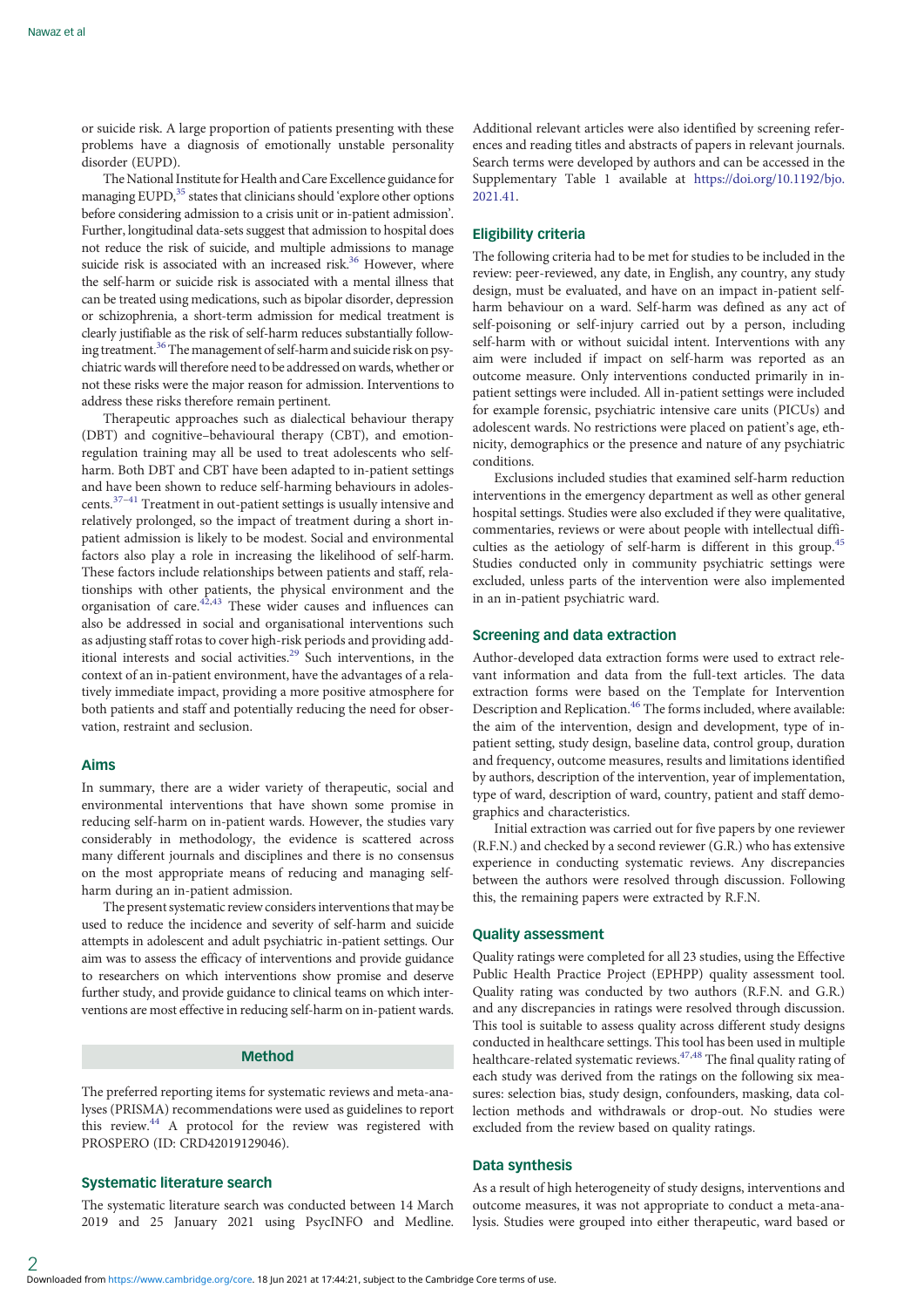or suicide risk. A large proportion of patients presenting with these problems have a diagnosis of emotionally unstable personality disorder (EUPD).

The National Institute for Health and Care Excellence guidance for managing EUPD,[35] states that clinicians should 'explore other options before considering admission to a crisis unit or in-patient admission'. Further, longitudinal data-sets suggest that admission to hospital does not reduce the risk of suicide, and multiple admissions to manage suicide risk is associated with an increased risk.[36] However, where the self-harm or suicide risk is associated with a mental illness that can be treated using medications, such as bipolar disorder, depression or schizophrenia, a short-term admission for medical treatment is clearly justifiable as the risk of self-harm reduces substantially following treatment.[36] The management of self-harm and suicide risk on psychiatric wards will therefore need to be addressed on wards, whether or not these risks were the major reason for admission. Interventions to address these risks therefore remain pertinent.

Therapeutic approaches such as dialectical behaviour therapy (DBT) and cognitive–behavioural therapy (CBT), and emotion-regulation training may all be used to treat adolescents who self-harm. Both DBT and CBT have been adapted to in-patient settings and have been shown to reduce self-harming behaviours in adolescents.[37–41] Treatment in out-patient settings is usually intensive and relatively prolonged, so the impact of treatment during a short in-patient admission is likely to be modest. Social and environmental factors also play a role in increasing the likelihood of self-harm. These factors include relationships between patients and staff, relationships with other patients, the physical environment and the organisation of care.[42,43] These wider causes and influences can also be addressed in social and organisational interventions such as adjusting staff rotas to cover high-risk periods and providing additional interests and social activities.[29] Such interventions, in the context of an in-patient environment, have the advantages of a relatively immediate impact, providing a more positive atmosphere for both patients and staff and potentially reducing the need for observation, restraint and seclusion.

## Aims

In summary, there are a wider variety of therapeutic, social and environmental interventions that have shown some promise in reducing self-harm on in-patient wards. However, the studies vary considerably in methodology, the evidence is scattered across many different journals and disciplines and there is no consensus on the most appropriate means of reducing and managing self-harm during an in-patient admission.

The present systematic review considers interventions that may be used to reduce the incidence and severity of self-harm and suicide attempts in adolescent and adult psychiatric in-patient settings. Our aim was to assess the efficacy of interventions and provide guidance to researchers on which interventions show promise and deserve further study, and provide guidance to clinical teams on which interventions are most effective in reducing self-harm on in-patient wards.

## Method

The preferred reporting items for systematic reviews and meta-analyses (PRISMA) recommendations were used as guidelines to report this review.[44] A protocol for the review was registered with PROSPERO (ID: CRD42019129046).

### Systematic literature search

The systematic literature search was conducted between 14 March 2019 and 25 January 2021 using PsycINFO and Medline. Additional relevant articles were also identified by screening references and reading titles and abstracts of papers in relevant journals. Search terms were developed by authors and can be accessed in the Supplementary Table 1 available at https://doi.org/10.1192/bjo.2021.41.

### Eligibility criteria

The following criteria had to be met for studies to be included in the review: peer-reviewed, any date, in English, any country, any study design, must be evaluated, and have on an impact in-patient self-harm behaviour on a ward. Self-harm was defined as any act of self-poisoning or self-injury carried out by a person, including self-harm with or without suicidal intent. Interventions with any aim were included if impact on self-harm was reported as an outcome measure. Only interventions conducted primarily in in-patient settings were included. All in-patient settings were included for example forensic, psychiatric intensive care units (PICUs) and adolescent wards. No restrictions were placed on patient's age, ethnicity, demographics or the presence and nature of any psychiatric conditions.

Exclusions included studies that examined self-harm reduction interventions in the emergency department as well as other general hospital settings. Studies were also excluded if they were qualitative, commentaries, reviews or were about people with intellectual difficulties as the aetiology of self-harm is different in this group.[45] Studies conducted only in community psychiatric settings were excluded, unless parts of the intervention were also implemented in an in-patient psychiatric ward.

### Screening and data extraction

Author-developed data extraction forms were used to extract relevant information and data from the full-text articles. The data extraction forms were based on the Template for Intervention Description and Replication.[46] The forms included, where available: the aim of the intervention, design and development, type of in-patient setting, study design, baseline data, control group, duration and frequency, outcome measures, results and limitations identified by authors, description of the intervention, year of implementation, type of ward, description of ward, country, patient and staff demographics and characteristics.

Initial extraction was carried out for five papers by one reviewer (R.F.N.) and checked by a second reviewer (G.R.) who has extensive experience in conducting systematic reviews. Any discrepancies between the authors were resolved through discussion. Following this, the remaining papers were extracted by R.F.N.

### Quality assessment

Quality ratings were completed for all 23 studies, using the Effective Public Health Practice Project (EPHPP) quality assessment tool. Quality rating was conducted by two authors (R.F.N. and G.R.) and any discrepancies in ratings were resolved through discussion. This tool is suitable to assess quality across different study designs conducted in healthcare settings. This tool has been used in multiple healthcare-related systematic reviews.[47,48] The final quality rating of each study was derived from the ratings on the following six measures: selection bias, study design, confounders, masking, data collection methods and withdrawals or drop-out. No studies were excluded from the review based on quality ratings.

### Data synthesis

As a result of high heterogeneity of study designs, interventions and outcome measures, it was not appropriate to conduct a meta-analysis. Studies were grouped into either therapeutic, ward based or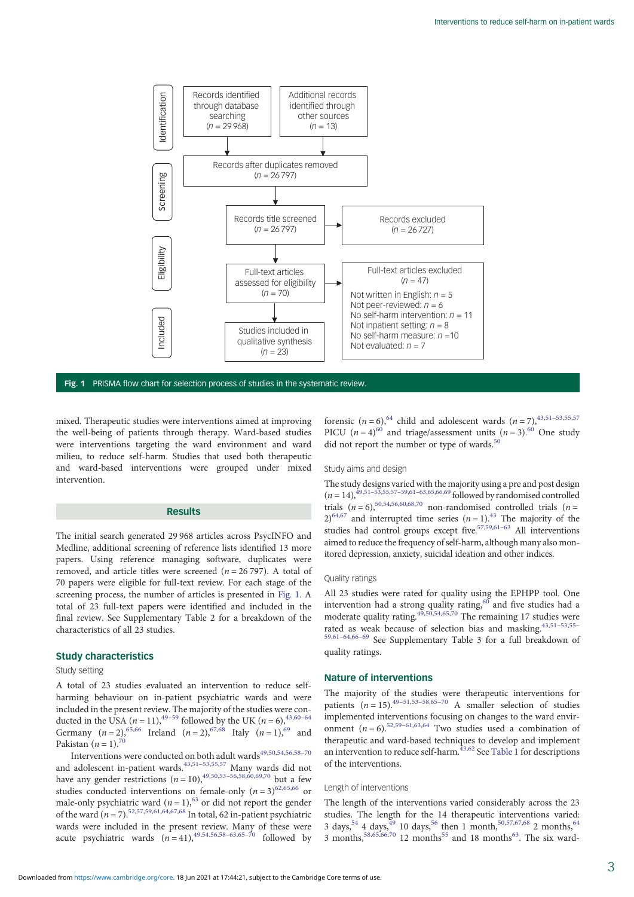Identification

| Records identified through database searching ($n$ = 29 968) | Additional records identified through other sources ($n$ = 13) |
|---|---|

Screening

Records after duplicates removed ($n$ = 26 797)

Records title screened ($n$ = 26 797) → Records excluded ($n$ = 26 727)

Eligibility

Full-text articles assessed for eligibility ($n$ = 70) → Full-text articles excluded ($n$ = 47)
- Not written in English: $n$ = 5
- Not peer-reviewed: $n$ = 6
- No self-harm intervention: $n$ = 11
- Not inpatient setting: $n$ = 8
- No self-harm measure: $n$ =10
- Not evaluated: $n$ = 7

Included

Studies included in qualitative synthesis ($n$ = 23)

**Fig. 1** PRISMA flow chart for selection process of studies in the systematic review.

mixed. Therapeutic studies were interventions aimed at improving the well-being of patients through therapy. Ward-based studies were interventions targeting the ward environment and ward milieu, to reduce self-harm. Studies that used both therapeutic and ward-based interventions were grouped under mixed intervention.

## Results

The initial search generated 29 968 articles across PsycINFO and Medline, additional screening of reference lists identified 13 more papers. Using reference managing software, duplicates were removed, and article titles were screened ($n$ = 26 797). A total of 70 papers were eligible for full-text review. For each stage of the screening process, the number of articles is presented in Fig. 1. A total of 23 full-text papers were identified and included in the final review. See Supplementary Table 2 for a breakdown of the characteristics of all 23 studies.

### Study characteristics

#### Study setting

A total of 23 studies evaluated an intervention to reduce self-harming behaviour on in-patient psychiatric wards and were included in the present review. The majority of the studies were conducted in the USA ($n$ = 11),[49–59] followed by the UK ($n$ = 6),[43,60–64] Germany ($n$ = 2),[65,66] Ireland ($n$ = 2),[67,68] Italy ($n$ = 1),[69] and Pakistan ($n$ = 1).[70]

Interventions were conducted on both adult wards[49,50,54,56,58–70] and adolescent in-patient wards.[43,51–53,55,57] Many wards did not have any gender restrictions ($n$ = 10),[49,50,53–56,58,60,69,70] but a few studies conducted interventions on female-only ($n$ = 3)[62,65,66] or male-only psychiatric ward ($n$ = 1),[63] or did not report the gender of the ward ($n$ = 7).[52,57,59,61,64,67,68] In total, 62 in-patient psychiatric wards were included in the present review. Many of these were acute psychiatric wards ($n$ = 41),[49,54,56,58–63,65–70] followed by forensic ($n$ = 6),[64] child and adolescent wards ($n$ = 7),[43,51–53,55,57] PICU ($n$ = 4)[60] and triage/assessment units ($n$ = 3).[60] One study did not report the number or type of wards.[50]

#### Study aims and design

The study designs varied with the majority using a pre and post design ($n$ = 14),[49,51–53,55,57–59,61–63,65,66,69] followed by randomised controlled trials ($n$ = 6),[50,54,56,60,68,70] non-randomised controlled trials ($n$ = 2)[64,67] and interrupted time series ($n$ = 1).[43] The majority of the studies had control groups except five.[57,59,61–63] All interventions aimed to reduce the frequency of self-harm, although many also monitored depression, anxiety, suicidal ideation and other indices.

#### Quality ratings

All 23 studies were rated for quality using the EPHPP tool. One intervention had a strong quality rating,[60] and five studies had a moderate quality rating.[49,50,54,65,70] The remaining 17 studies were rated as weak because of selection bias and masking.[43,51–53,55–59,61–64,66–69] See Supplementary Table 3 for a full breakdown of quality ratings.

### Nature of interventions

The majority of the studies were therapeutic interventions for patients ($n$ = 15).[49–51,53–58,65–70] A smaller selection of studies implemented interventions focusing on changes to the ward environment ($n$ = 6).[52,59–61,63,64] Two studies used a combination of therapeutic and ward-based techniques to develop and implement an intervention to reduce self-harm.[43,62] See Table 1 for descriptions of the interventions.

#### Length of interventions

The length of the interventions varied considerably across the 23 studies. The length for the 14 therapeutic interventions varied: 3 days,[54] 4 days,[49] 10 days,[56] then 1 month,[50,57,67,68] 2 months,[64] 3 months,[58,65,66,70] 12 months[55] and 18 months[63]. The six ward-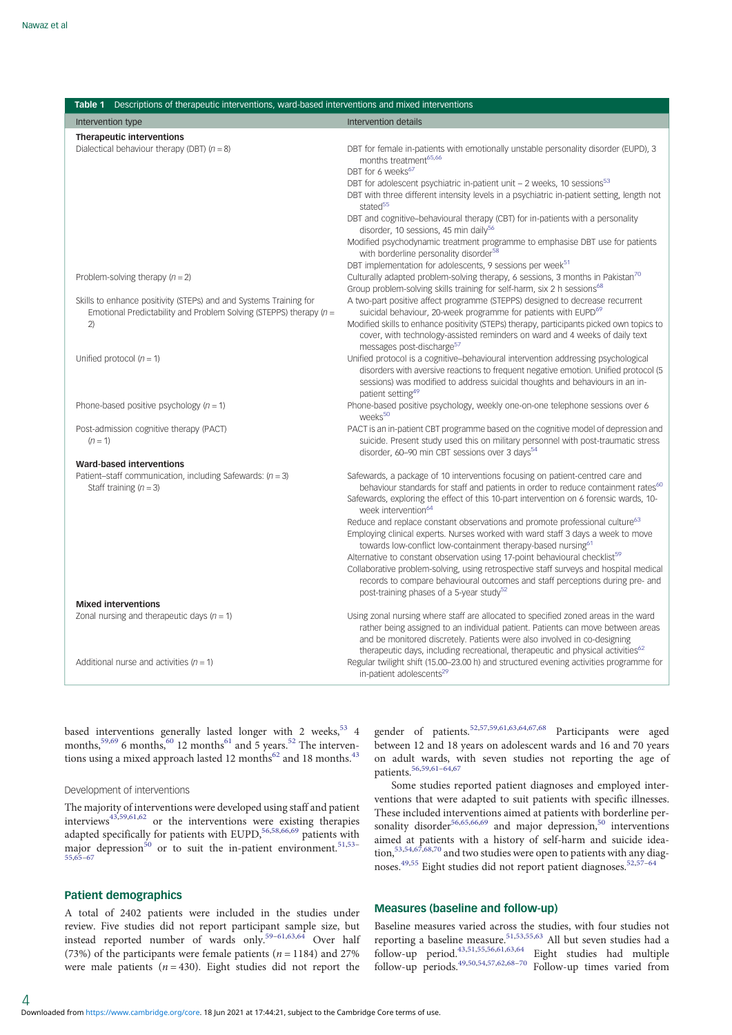**Table 1** Descriptions of therapeutic interventions, ward-based interventions and mixed interventions

| Intervention type | Intervention details |
|---|---|
| **Therapeutic interventions** | |
| Dialectical behaviour therapy (DBT) (*n* = 8) | DBT for female in-patients with emotionally unstable personality disorder (EUPD), 3 months treatment[65,66]<br>DBT for 6 weeks[67]<br>DBT for adolescent psychiatric in-patient unit – 2 weeks, 10 sessions[53]<br>DBT with three different intensity levels in a psychiatric in-patient setting, length not stated[55]<br>DBT and cognitive–behavioural therapy (CBT) for in-patients with a personality disorder, 10 sessions, 45 min daily[56]<br>Modified psychodynamic treatment programme to emphasise DBT use for patients with borderline personality disorder[58]<br>DBT implementation for adolescents, 9 sessions per week[51] |
| Problem-solving therapy (*n* = 2) | Culturally adapted problem-solving therapy, 6 sessions, 3 months in Pakistan[70]<br>Group problem-solving skills training for self-harm, six 2 h sessions[68] |
| Skills to enhance positivity (STEPs) and Systems Training for Emotional Predictability and Problem Solving (STEPPS) therapy (*n* = 2) | A two-part positive affect programme (STEPPS) designed to decrease recurrent suicidal behaviour, 20-week programme for patients with EUPD[69]<br>Modified skills to enhance positivity (STEPs) therapy, participants picked own topics to cover, with technology-assisted reminders on ward and 4 weeks of daily text messages post-discharge[57] |
| Unified protocol (*n* = 1) | Unified protocol is a cognitive–behavioural intervention addressing psychological disorders with aversive reactions to frequent negative emotion. Unified protocol (5 sessions) was modified to address suicidal thoughts and behaviours in an in-patient setting[49] |
| Phone-based positive psychology (*n* = 1) | Phone-based positive psychology, weekly one-on-one telephone sessions over 6 weeks[50] |
| Post-admission cognitive therapy (PACT) (*n* = 1) | PACT is an in-patient CBT programme based on the cognitive model of depression and suicide. Present study used this on military personnel with post-traumatic stress disorder, 60–90 min CBT sessions over 3 days[54] |
| **Ward-based interventions** | |
| Patient–staff communication, including Safewards: (*n* = 3)<br>Staff training (*n* = 3) | Safewards, a package of 10 interventions focusing on patient-centred care and behaviour standards for staff and patients in order to reduce containment rates[60]<br>Safewards, exploring the effect of this 10-part intervention on 6 forensic wards, 10-week intervention[64]<br>Reduce and replace constant observations and promote professional culture[63]<br>Employing clinical experts. Nurses worked with ward staff 3 days a week to move towards low-conflict low-containment therapy-based nursing[61]<br>Alternative to constant observation using 17-point behavioural checklist[59]<br>Collaborative problem-solving, using retrospective staff surveys and hospital medical records to compare behavioural outcomes and staff perceptions during pre- and post-training phases of a 5-year study[52] |
| **Mixed interventions** | |
| Zonal nursing and therapeutic days (*n* = 1) | Using zonal nursing where staff are allocated to specified zoned areas in the ward rather being assigned to an individual patient. Patients can move between areas and be monitored discretely. Patients were also involved in co-designing therapeutic days, including recreational, therapeutic and physical activities[62] |
| Additional nurse and activities (*n* = 1) | Regular twilight shift (15.00–23.00 h) and structured evening activities programme for in-patient adolescents[29] |

based interventions generally lasted longer with 2 weeks,[53] 4 months,[59,69] 6 months,[60] 12 months[61] and 5 years.[52] The interventions using a mixed approach lasted 12 months[62] and 18 months.[43]

### Development of interventions

The majority of interventions were developed using staff and patient interviews[43,59,61,62] or the interventions were existing therapies adapted specifically for patients with EUPD,[56,58,66,69] patients with major depression[50] or to suit the in-patient environment.[51,53–55,65–67]

## Patient demographics

A total of 2402 patients were included in the studies under review. Five studies did not report participant sample size, but instead reported number of wards only.[59–61,63,64] Over half (73%) of the participants were female patients (*n* = 1184) and 27% were male patients (*n* = 430). Eight studies did not report the gender of patients.[52,57,59,61,63,64,67,68] Participants were aged between 12 and 18 years on adolescent wards and 16 and 70 years on adult wards, with seven studies not reporting the age of patients.[56,59,61–64,67]

Some studies reported patient diagnoses and employed interventions that were adapted to suit patients with specific illnesses. These included interventions aimed at patients with borderline personality disorder[56,65,66,69] and major depression,[50] interventions aimed at patients with a history of self-harm and suicide ideation,[53,54,67,68,70] and two studies were open to patients with any diagnoses.[49,55] Eight studies did not report patient diagnoses.[52,57–64]

## Measures (baseline and follow-up)

Baseline measures varied across the studies, with four studies not reporting a baseline measure.[51,53,55,63] All but seven studies had a follow-up period.[43,51,55,56,61,63,64] Eight studies had multiple follow-up periods.[49,50,54,57,62,68–70] Follow-up times varied from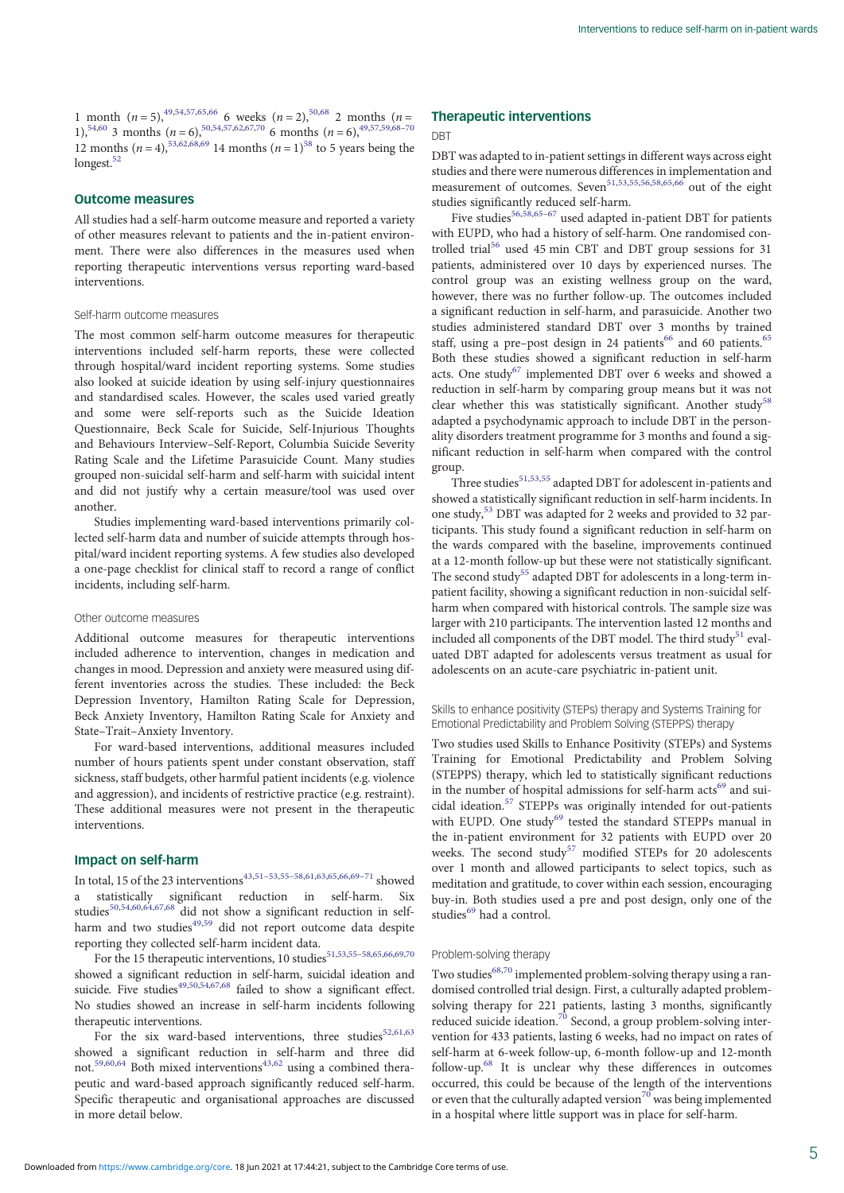1 month ($n = 5$),[49,54,57,65,66] 6 weeks ($n = 2$),[50,68] 2 months ($n = 1$),[54,60] 3 months ($n = 6$),[50,54,57,62,67,70] 6 months ($n = 6$),[49,57,59,68–70] 12 months ($n = 4$),[53,62,68,69] 14 months ($n = 1$)[58] to 5 years being the longest.[52]

## Outcome measures

All studies had a self-harm outcome measure and reported a variety of other measures relevant to patients and the in-patient environment. There were also differences in the measures used when reporting therapeutic interventions versus reporting ward-based interventions.

### Self-harm outcome measures

The most common self-harm outcome measures for therapeutic interventions included self-harm reports, these were collected through hospital/ward incident reporting systems. Some studies also looked at suicide ideation by using self-injury questionnaires and standardised scales. However, the scales used varied greatly and some were self-reports such as the Suicide Ideation Questionnaire, Beck Scale for Suicide, Self-Injurious Thoughts and Behaviours Interview–Self-Report, Columbia Suicide Severity Rating Scale and the Lifetime Parasuicide Count. Many studies grouped non-suicidal self-harm and self-harm with suicidal intent and did not justify why a certain measure/tool was used over another.

Studies implementing ward-based interventions primarily collected self-harm data and number of suicide attempts through hospital/ward incident reporting systems. A few studies also developed a one-page checklist for clinical staff to record a range of conflict incidents, including self-harm.

### Other outcome measures

Additional outcome measures for therapeutic interventions included adherence to intervention, changes in medication and changes in mood. Depression and anxiety were measured using different inventories across the studies. These included: the Beck Depression Inventory, Hamilton Rating Scale for Depression, Beck Anxiety Inventory, Hamilton Rating Scale for Anxiety and State–Trait–Anxiety Inventory.

For ward-based interventions, additional measures included number of hours patients spent under constant observation, staff sickness, staff budgets, other harmful patient incidents (e.g. violence and aggression), and incidents of restrictive practice (e.g. restraint). These additional measures were not present in the therapeutic interventions.

## Impact on self-harm

In total, 15 of the 23 interventions[43,51–53,55–58,61,63,65,66,69–71] showed a statistically significant reduction in self-harm. Six studies[50,54,60,64,67,68] did not show a significant reduction in self-harm and two studies[49,59] did not report outcome data despite reporting they collected self-harm incident data.

For the 15 therapeutic interventions, 10 studies[51,53,55–58,65,66,69,70] showed a significant reduction in self-harm, suicidal ideation and suicide. Five studies[49,50,54,67,68] failed to show a significant effect. No studies showed an increase in self-harm incidents following therapeutic interventions.

For the six ward-based interventions, three studies[52,61,63] showed a significant reduction in self-harm and three did not.[59,60,64] Both mixed interventions[43,62] using a combined therapeutic and ward-based approach significantly reduced self-harm. Specific therapeutic and organisational approaches are discussed in more detail below.

## Therapeutic interventions

### DBT

DBT was adapted to in-patient settings in different ways across eight studies and there were numerous differences in implementation and measurement of outcomes. Seven[51,53,55,56,58,65,66] out of the eight studies significantly reduced self-harm.

Five studies[56,58,65–67] used adapted in-patient DBT for patients with EUPD, who had a history of self-harm. One randomised controlled trial[56] used 45 min CBT and DBT group sessions for 31 patients, administered over 10 days by experienced nurses. The control group was an existing wellness group on the ward, however, there was no further follow-up. The outcomes included a significant reduction in self-harm, and parasuicide. Another two studies administered standard DBT over 3 months by trained staff, using a pre–post design in 24 patients[66] and 60 patients.[65] Both these studies showed a significant reduction in self-harm acts. One study[67] implemented DBT over 6 weeks and showed a reduction in self-harm by comparing group means but it was not clear whether this was statistically significant. Another study[58] adapted a psychodynamic approach to include DBT in the personality disorders treatment programme for 3 months and found a significant reduction in self-harm when compared with the control group.

Three studies[51,53,55] adapted DBT for adolescent in-patients and showed a statistically significant reduction in self-harm incidents. In one study,[53] DBT was adapted for 2 weeks and provided to 32 participants. This study found a significant reduction in self-harm on the wards compared with the baseline, improvements continued at a 12-month follow-up but these were not statistically significant. The second study[55] adapted DBT for adolescents in a long-term in-patient facility, showing a significant reduction in non-suicidal self-harm when compared with historical controls. The sample size was larger with 210 participants. The intervention lasted 12 months and included all components of the DBT model. The third study[51] evaluated DBT adapted for adolescents versus treatment as usual for adolescents on an acute-care psychiatric in-patient unit.

### Skills to enhance positivity (STEPs) therapy and Systems Training for Emotional Predictability and Problem Solving (STEPPS) therapy

Two studies used Skills to Enhance Positivity (STEPs) and Systems Training for Emotional Predictability and Problem Solving (STEPPS) therapy, which led to statistically significant reductions in the number of hospital admissions for self-harm acts[69] and suicidal ideation.[57] STEPPS was originally intended for out-patients with EUPD. One study[69] tested the standard STEPPs manual in the in-patient environment for 32 patients with EUPD over 20 weeks. The second study[57] modified STEPs for 20 adolescents over 1 month and allowed participants to select topics, such as meditation and gratitude, to cover within each session, encouraging buy-in. Both studies used a pre and post design, only one of the studies[69] had a control.

### Problem-solving therapy

Two studies[68,70] implemented problem-solving therapy using a randomised controlled trial design. First, a culturally adapted problem-solving therapy for 221 patients, lasting 3 months, significantly reduced suicide ideation.[70] Second, a group problem-solving intervention for 433 patients, lasting 6 weeks, had no impact on rates of self-harm at 6-week follow-up, 6-month follow-up and 12-month follow-up.[68] It is unclear why these differences in outcomes occurred, this could be because of the length of the interventions or even that the culturally adapted version[70] was being implemented in a hospital where little support was in place for self-harm.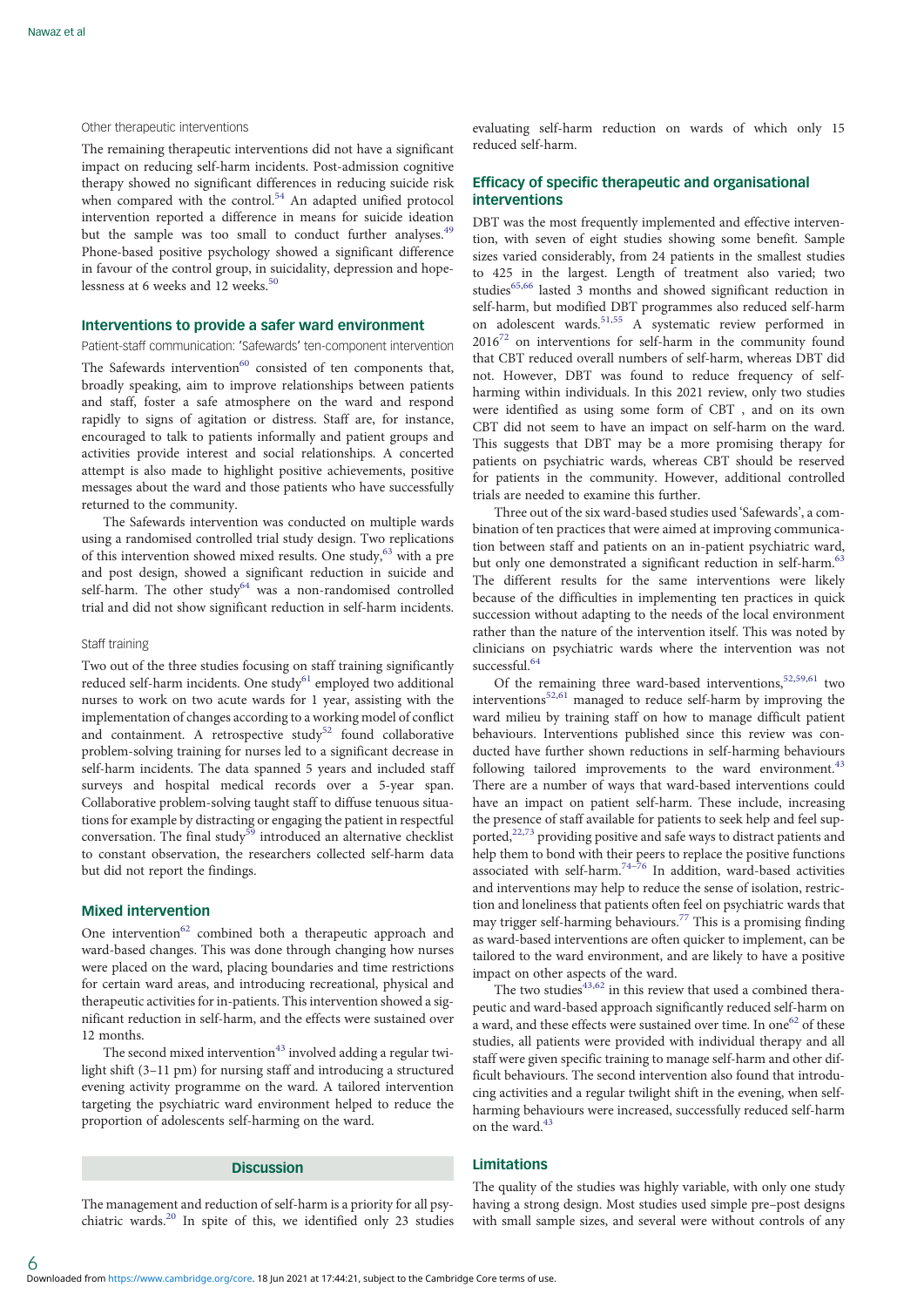### Other therapeutic interventions

The remaining therapeutic interventions did not have a significant impact on reducing self-harm incidents. Post-admission cognitive therapy showed no significant differences in reducing suicide risk when compared with the control.[54] An adapted unified protocol intervention reported a difference in means for suicide ideation but the sample was too small to conduct further analyses.[49] Phone-based positive psychology showed a significant difference in favour of the control group, in suicidality, depression and hopelessness at 6 weeks and 12 weeks.[50]

## Interventions to provide a safer ward environment

### Patient-staff communication: 'Safewards' ten-component intervention

The Safewards intervention[60] consisted of ten components that, broadly speaking, aim to improve relationships between patients and staff, foster a safe atmosphere on the ward and respond rapidly to signs of agitation or distress. Staff are, for instance, encouraged to talk to patients informally and patient groups and activities provide interest and social relationships. A concerted attempt is also made to highlight positive achievements, positive messages about the ward and those patients who have successfully returned to the community.

The Safewards intervention was conducted on multiple wards using a randomised controlled trial study design. Two replications of this intervention showed mixed results. One study,[63] with a pre and post design, showed a significant reduction in suicide and self-harm. The other study[64] was a non-randomised controlled trial and did not show significant reduction in self-harm incidents.

### Staff training

Two out of the three studies focusing on staff training significantly reduced self-harm incidents. One study[61] employed two additional nurses to work on two acute wards for 1 year, assisting with the implementation of changes according to a working model of conflict and containment. A retrospective study[52] found collaborative problem-solving training for nurses led to a significant decrease in self-harm incidents. The data spanned 5 years and included staff surveys and hospital medical records over a 5-year span. Collaborative problem-solving taught staff to diffuse tenuous situations for example by distracting or engaging the patient in respectful conversation. The final study[59] introduced an alternative checklist to constant observation, the researchers collected self-harm data but did not report the findings.

## Mixed intervention

One intervention[62] combined both a therapeutic approach and ward-based changes. This was done through changing how nurses were placed on the ward, placing boundaries and time restrictions for certain ward areas, and introducing recreational, physical and therapeutic activities for in-patients. This intervention showed a significant reduction in self-harm, and the effects were sustained over 12 months.

The second mixed intervention[43] involved adding a regular twilight shift (3–11 pm) for nursing staff and introducing a structured evening activity programme on the ward. A tailored intervention targeting the psychiatric ward environment helped to reduce the proportion of adolescents self-harming on the ward.

## Discussion

The management and reduction of self-harm is a priority for all psychiatric wards.[20] In spite of this, we identified only 23 studies evaluating self-harm reduction on wards of which only 15 reduced self-harm.

## Efficacy of specific therapeutic and organisational interventions

DBT was the most frequently implemented and effective intervention, with seven of eight studies showing some benefit. Sample sizes varied considerably, from 24 patients in the smallest studies to 425 in the largest. Length of treatment also varied; two studies[65,66] lasted 3 months and showed significant reduction in self-harm, but modified DBT programmes also reduced self-harm on adolescent wards.[51,55] A systematic review performed in 2016[72] on interventions for self-harm in the community found that CBT reduced overall numbers of self-harm, whereas DBT did not. However, DBT was found to reduce frequency of self-harming within individuals. In this 2021 review, only two studies were identified as using some form of CBT , and on its own CBT did not seem to have an impact on self-harm on the ward. This suggests that DBT may be a more promising therapy for patients on psychiatric wards, whereas CBT should be reserved for patients in the community. However, additional controlled trials are needed to examine this further.

Three out of the six ward-based studies used 'Safewards', a combination of ten practices that were aimed at improving communication between staff and patients on an in-patient psychiatric ward, but only one demonstrated a significant reduction in self-harm.[63] The different results for the same interventions were likely because of the difficulties in implementing ten practices in quick succession without adapting to the needs of the local environment rather than the nature of the intervention itself. This was noted by clinicians on psychiatric wards where the intervention was not successful.[64]

Of the remaining three ward-based interventions,[52,59,61] two interventions[52,61] managed to reduce self-harm by improving the ward milieu by training staff on how to manage difficult patient behaviours. Interventions published since this review was conducted have further shown reductions in self-harming behaviours following tailored improvements to the ward environment.[43] There are a number of ways that ward-based interventions could have an impact on patient self-harm. These include, increasing the presence of staff available for patients to seek help and feel supported,[22,73] providing positive and safe ways to distract patients and help them to bond with their peers to replace the positive functions associated with self-harm.[74–76] In addition, ward-based activities and interventions may help to reduce the sense of isolation, restriction and loneliness that patients often feel on psychiatric wards that may trigger self-harming behaviours.[77] This is a promising finding as ward-based interventions are often quicker to implement, can be tailored to the ward environment, and are likely to have a positive impact on other aspects of the ward.

The two studies[43,62] in this review that used a combined therapeutic and ward-based approach significantly reduced self-harm on a ward, and these effects were sustained over time. In one[62] of these studies, all patients were provided with individual therapy and all staff were given specific training to manage self-harm and other difficult behaviours. The second intervention also found that introducing activities and a regular twilight shift in the evening, when self-harming behaviours were increased, successfully reduced self-harm on the ward.[43]

## Limitations

The quality of the studies was highly variable, with only one study having a strong design. Most studies used simple pre–post designs with small sample sizes, and several were without controls of any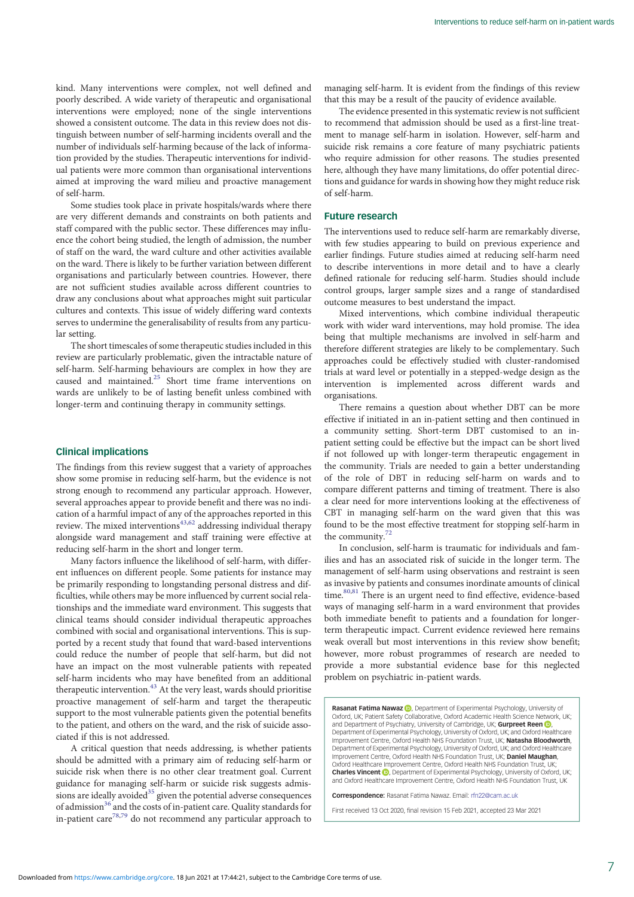kind. Many interventions were complex, not well defined and poorly described. A wide variety of therapeutic and organisational interventions were employed; none of the single interventions showed a consistent outcome. The data in this review does not distinguish between number of self-harming incidents overall and the number of individuals self-harming because of the lack of information provided by the studies. Therapeutic interventions for individual patients were more common than organisational interventions aimed at improving the ward milieu and proactive management of self-harm.

Some studies took place in private hospitals/wards where there are very different demands and constraints on both patients and staff compared with the public sector. These differences may influence the cohort being studied, the length of admission, the number of staff on the ward, the ward culture and other activities available on the ward. There is likely to be further variation between different organisations and particularly between countries. However, there are not sufficient studies available across different countries to draw any conclusions about what approaches might suit particular cultures and contexts. This issue of widely differing ward contexts serves to undermine the generalisability of results from any particular setting.

The short timescales of some therapeutic studies included in this review are particularly problematic, given the intractable nature of self-harm. Self-harming behaviours are complex in how they are caused and maintained.[25] Short time frame interventions on wards are unlikely to be of lasting benefit unless combined with longer-term and continuing therapy in community settings.

## Clinical implications

The findings from this review suggest that a variety of approaches show some promise in reducing self-harm, but the evidence is not strong enough to recommend any particular approach. However, several approaches appear to provide benefit and there was no indication of a harmful impact of any of the approaches reported in this review. The mixed interventions[43,62] addressing individual therapy alongside ward management and staff training were effective at reducing self-harm in the short and longer term.

Many factors influence the likelihood of self-harm, with different influences on different people. Some patients for instance may be primarily responding to longstanding personal distress and difficulties, while others may be more influenced by current social relationships and the immediate ward environment. This suggests that clinical teams should consider individual therapeutic approaches combined with social and organisational interventions. This is supported by a recent study that found that ward-based interventions could reduce the number of people that self-harm, but did not have an impact on the most vulnerable patients with repeated self-harm incidents who may have benefited from an additional therapeutic intervention.[43] At the very least, wards should prioritise proactive management of self-harm and target the therapeutic support to the most vulnerable patients given the potential benefits to the patient, and others on the ward, and the risk of suicide associated if this is not addressed.

A critical question that needs addressing, is whether patients should be admitted with a primary aim of reducing self-harm or suicide risk when there is no other clear treatment goal. Current guidance for managing self-harm or suicide risk suggests admissions are ideally avoided[35] given the potential adverse consequences of admission[36] and the costs of in-patient care. Quality standards for in-patient care[78,79] do not recommend any particular approach to managing self-harm. It is evident from the findings of this review that this may be a result of the paucity of evidence available.

The evidence presented in this systematic review is not sufficient to recommend that admission should be used as a first-line treatment to manage self-harm in isolation. However, self-harm and suicide risk remains a core feature of many psychiatric patients who require admission for other reasons. The studies presented here, although they have many limitations, do offer potential directions and guidance for wards in showing how they might reduce risk of self-harm.

## Future research

The interventions used to reduce self-harm are remarkably diverse, with few studies appearing to build on previous experience and earlier findings. Future studies aimed at reducing self-harm need to describe interventions in more detail and to have a clearly defined rationale for reducing self-harm. Studies should include control groups, larger sample sizes and a range of standardised outcome measures to best understand the impact.

Mixed interventions, which combine individual therapeutic work with wider ward interventions, may hold promise. The idea being that multiple mechanisms are involved in self-harm and therefore different strategies are likely to be complementary. Such approaches could be effectively studied with cluster-randomised trials at ward level or potentially in a stepped-wedge design as the intervention is implemented across different wards and organisations.

There remains a question about whether DBT can be more effective if initiated in an in-patient setting and then continued in a community setting. Short-term DBT customised to an in-patient setting could be effective but the impact can be short lived if not followed up with longer-term therapeutic engagement in the community. Trials are needed to gain a better understanding of the role of DBT in reducing self-harm on wards and to compare different patterns and timing of treatment. There is also a clear need for more interventions looking at the effectiveness of CBT in managing self-harm on the ward given that this was found to be the most effective treatment for stopping self-harm in the community.[72]

In conclusion, self-harm is traumatic for individuals and families and has an associated risk of suicide in the longer term. The management of self-harm using observations and restraint is seen as invasive by patients and consumes inordinate amounts of clinical time.[80,81] There is an urgent need to find effective, evidence-based ways of managing self-harm in a ward environment that provides both immediate benefit to patients and a foundation for longer-term therapeutic impact. Current evidence reviewed here remains weak overall but most interventions in this review show benefit; however, more robust programmes of research are needed to provide a more substantial evidence base for this neglected problem on psychiatric in-patient wards.

**Rasanat Fatima Nawaz**, Department of Experimental Psychology, University of Oxford, UK; Patient Safety Collaborative, Oxford Academic Health Science Network, UK; and Department of Psychiatry, University of Cambridge, UK; **Gurpreet Reen**, Department of Experimental Psychology, University of Oxford, UK; and Oxford Healthcare Improvement Centre, Oxford Health NHS Foundation Trust, UK; **Natasha Bloodworth**, Department of Experimental Psychology, University of Oxford, UK; and Oxford Healthcare Improvement Centre, Oxford Health NHS Foundation Trust, UK; **Daniel Maughan**, Oxford Healthcare Improvement Centre, Oxford Health NHS Foundation Trust, UK; **Charles Vincent**, Department of Experimental Psychology, University of Oxford, UK; and Oxford Healthcare Improvement Centre, Oxford Health NHS Foundation Trust, UK

**Correspondence:** Rasanat Fatima Nawaz. Email: rfn22@cam.ac.uk

First received 13 Oct 2020, final revision 15 Feb 2021, accepted 23 Mar 2021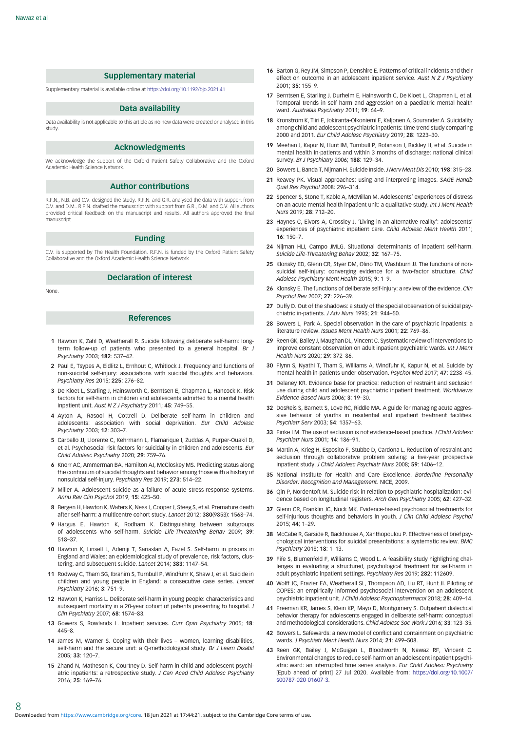## Supplementary material

Supplementary material is available online at https://doi.org/10.1192/bjo.2021.41

## Data availability

Data availability is not applicable to this article as no new data were created or analysed in this study.

## Acknowledgments

We acknowledge the support of the Oxford Patient Safety Collaborative and the Oxford Academic Health Science Network.

## Author contributions

R.F.N., N.B. and C.V. designed the study. R.F.N. and G.R. analysed the data with support from C.V. and D.M.. R.F.N. drafted the manuscript with support from G.R., D.M. and C.V. All authors provided critical feedback on the manuscript and results. All authors approved the final manuscript.

## Funding

C.V. is supported by The Health Foundation. R.F.N. is funded by the Oxford Patient Safety Collaborative and the Oxford Academic Health Science Network.

## Declaration of interest

None.

## References

1. Hawton K, Zahl D, Weatherall R. Suicide following deliberate self-harm: long-term follow-up of patients who presented to a general hospital. *Br J Psychiatry* 2003; **182**: 537–42.
2. Paul E, Tsypes A, Eidlitz L, Ernhout C, Whitlock J. Frequency and functions of non-suicidal self-injury: associations with suicidal thoughts and behaviors. *Psychiatry Res* 2015; **225**: 276–82.
3. De Kloet L, Starling J, Hainsworth C, Berntsen E, Chapman L, Hancock K. Risk factors for self-harm in children and adolescents admitted to a mental health inpatient unit. *Aust N Z J Psychiatry* 2011; **45**: 749–55.
4. Ayton A, Rasool H, Cottrell D. Deliberate self-harm in children and adolescents: association with social deprivation. *Eur Child Adolesc Psychiatry* 2003; **12**: 303–7.
5. Carballo JJ, Llorente C, Kehrmann L, Flamarique I, Zuddas A, Purper-Ouakil D, et al. Psychosocial risk factors for suicidality in children and adolescents. *Eur Child Adolesc Psychiatry* 2020; **29**: 759–76.
6. Knorr AC, Ammerman BA, Hamilton AJ, McCloskey MS. Predicting status along the continuum of suicidal thoughts and behavior among those with a history of nonsuicidal self-injury. *Psychiatry Res* 2019; **273**: 514–22.
7. Miller A. Adolescent suicide as a failure of acute stress-response systems. *Annu Rev Clin Psychol* 2019; **15**: 425–50.
8. Bergen H, Hawton K, Waters K, Ness J, Cooper J, Steeg S, et al. Premature death after self-harm: a multicentre cohort study. *Lancet* 2012; **380**(9853): 1568–74.
9. Hargus E, Hawton K, Rodham K. Distinguishing between subgroups of adolescents who self-harm. *Suicide Life-Threatening Behav* 2009; **39**: 518–37.
10. Hawton K, Linsell L, Adeniji T, Sariaslan A, Fazel S. Self-harm in prisons in England and Wales: an epidemiological study of prevalence, risk factors, clustering, and subsequent suicide. *Lancet* 2014; **383**: 1147–54.
11. Rodway C, Tham SG, Ibrahim S, Turnbull P, Windfuhr K, Shaw J, et al. Suicide in children and young people in England: a consecutive case series. *Lancet Psychiatry* 2016; **3**: 751–9.
12. Hawton K, Harriss L. Deliberate self-harm in young people: characteristics and subsequent mortality in a 20-year cohort of patients presenting to hospital. *J Clin Psychiatry* 2007; **68**: 1574–83.
13. Gowers S, Rowlands L. Inpatient services. *Curr Opin Psychiatry* 2005; **18**: 445–8.
14. James M, Warner S. Coping with their lives – women, learning disabilities, self-harm and the secure unit: a Q-methodological study. *Br J Learn Disabil* 2005; **33**: 120–7.
15. Zhand N, Matheson K, Courtney D. Self-harm in child and adolescent psychiatric inpatients: a retrospective study. *J Can Acad Child Adolesc Psychiatry* 2016; **25**: 169–76.
16. Barton G, Rey JM, Simpson P, Denshire E. Patterns of critical incidents and their effect on outcome in an adolescent inpatient service. *Aust N Z J Psychiatry* 2001; **35**: 155–9.
17. Berntsen E, Starling J, Durheim E, Hainsworth C, De Kloet L, Chapman L, et al. Temporal trends in self harm and aggression on a paediatric mental health ward. *Australas Psychiatry* 2011; **19**: 64–9.
18. Kronström K, Tiiri E, Jokiranta-Olkoniemi E, Kaljonen A, Sourander A. Suicidality among child and adolescent psychiatric inpatients: time trend study comparing 2000 and 2011. *Eur Child Adolesc Psychiatry* 2019; **28**: 1223–30.
19. Meehan J, Kapur N, Hunt IM, Turnbull P, Robinson J, Bickley H, et al. Suicide in mental health in-patients and within 3 months of discharge: national clinical survey. *Br J Psychiatry* 2006; **188**: 129–34.
20. Bowers L, Banda T, Nijman H. Suicide Inside. *J Nerv Ment Dis* 2010; **198**: 315–28.
21. Reavey PK. Visual approaches: using and interpreting images. *SAGE Handb Qual Res Psychol* 2008: 296–314.
22. Spencer S, Stone T, Kable A, McMillan M. Adolescents' experiences of distress on an acute mental health inpatient unit: a qualitative study. *Int J Ment Health Nurs* 2019; **28**: 712–20.
23. Haynes C, Eivors A, Crossley J. 'Living in an alternative reality': adolescents' experiences of psychiatric inpatient care. *Child Adolesc Ment Health* 2011; **16**: 150–7.
24. Nijman HLI, Campo JMLG. Situational determinants of inpatient self-harm. *Suicide Life-Threatening Behav* 2002; **32**: 167–75.
25. Klonsky ED, Glenn CR, Styer DM, Olino TM, Washburn JJ. The functions of nonsuicidal self-injury: converging evidence for a two-factor structure. *Child Adolesc Psychiatry Ment Health* 2015; **9**: 1–9.
26. Klonsky E. The functions of deliberate self-injury: a review of the evidence. *Clin Psychol Rev* 2007; **27**: 226–39.
27. Duffy D. Out of the shadows: a study of the special observation of suicidal psychiatric in-patients. *J Adv Nurs* 1995; **21**: 944–50.
28. Bowers L, Park A. Special observation in the care of psychiatric inpatients: a literature review. *Issues Ment Health Nurs* 2001; **22**: 769–86.
29. Reen GK, Bailey J, Maughan DL, Vincent C. Systematic review of interventions to improve constant observation on adult inpatient psychiatric wards. *Int J Ment Health Nurs* 2020; **29**: 372–86.
30. Flynn S, Nyathi T, Tham S, Williams A, Windfuhr K, Kapur N, et al. Suicide by mental health in-patients under observation. *Psychol Med* 2017; **47**: 2238–45.
31. Delaney KR. Evidence base for practice: reduction of restraint and seclusion use during child and adolescent psychiatric inpatient treatment. *Worldviews Evidence-Based Nurs* 2006; **3**: 19–30.
32. DosReis S, Barnett S, Love RC, Riddle MA. A guide for managing acute aggressive behavior of youths in residential and inpatient treatment facilities. *Psychiatr Serv* 2003; **54**: 1357–63.
33. Finke LM. The use of seclusion is not evidence-based practice. *J Child Adolesc Psychiatr Nurs* 2001; **14**: 186–91.
34. Martin A, Krieg H, Esposito F, Stubbe D, Cardona L. Reduction of restraint and seclusion through collaborative problem solving: a five-year prospective inpatient study. *J Child Adolesc Psychiatr Nurs* 2008; **59**: 1406–12.
35. National Institute for Health and Care Excellence. *Borderline Personality Disorder: Recognition and Management*. NICE, 2009.
36. Qin P, Nordentoft M. Suicide risk in relation to psychiatric hospitalization: evidence based on longitudinal registers. *Arch Gen Psychiatry* 2005; **62**: 427–32.
37. Glenn CR, Franklin JC, Nock MK. Evidence-based psychosocial treatments for self-injurious thoughts and behaviors in youth. *J Clin Child Adolesc Psychol* 2015; **44**: 1–29.
38. McCabe R, Garside R, Backhouse A, Xanthopoulou P. Effectiveness of brief psychological interventions for suicidal presentations: a systematic review. *BMC Psychiatry* 2018; **18**: 1–13.
39. Fife S, Blumenfeld F, Williams C, Wood L. A feasibility study highlighting challenges in evaluating a structured, psychological treatment for self-harm in adult psychiatric inpatient settings. *Psychiatry Res* 2019; **282**: 112609.
40. Wolff JC, Frazier EA, Weatherall SL, Thompson AD, Liu RT, Hunt JI. Piloting of COPES: an empirically informed psychosocial intervention on an adolescent psychiatric inpatient unit. *J Child Adolesc Psychopharmacol* 2018; **28**: 409–14.
41. Freeman KR, James S, Klein KP, Mayo D, Montgomery S. Outpatient dialectical behavior therapy for adolescents engaged in deliberate self-harm: conceptual and methodological considerations. *Child Adolesc Soc Work J* 2016; **33**: 123–35.
42. Bowers L. Safewards: a new model of conflict and containment on psychiatric wards. *J Psychiatr Ment Health Nurs* 2014; **21**: 499–508.
43. Reen GK, Bailey J, McGuigan L, Bloodworth N, Nawaz RF, Vincent C. Environmental changes to reduce self-harm on an adolescent inpatient psychiatric ward: an interrupted time series analysis. *Eur Child Adolesc Psychiatry* [Epub ahead of print] 27 Jul 2020. Available from: https://doi.org/10.1007/s00787-020-01607-3.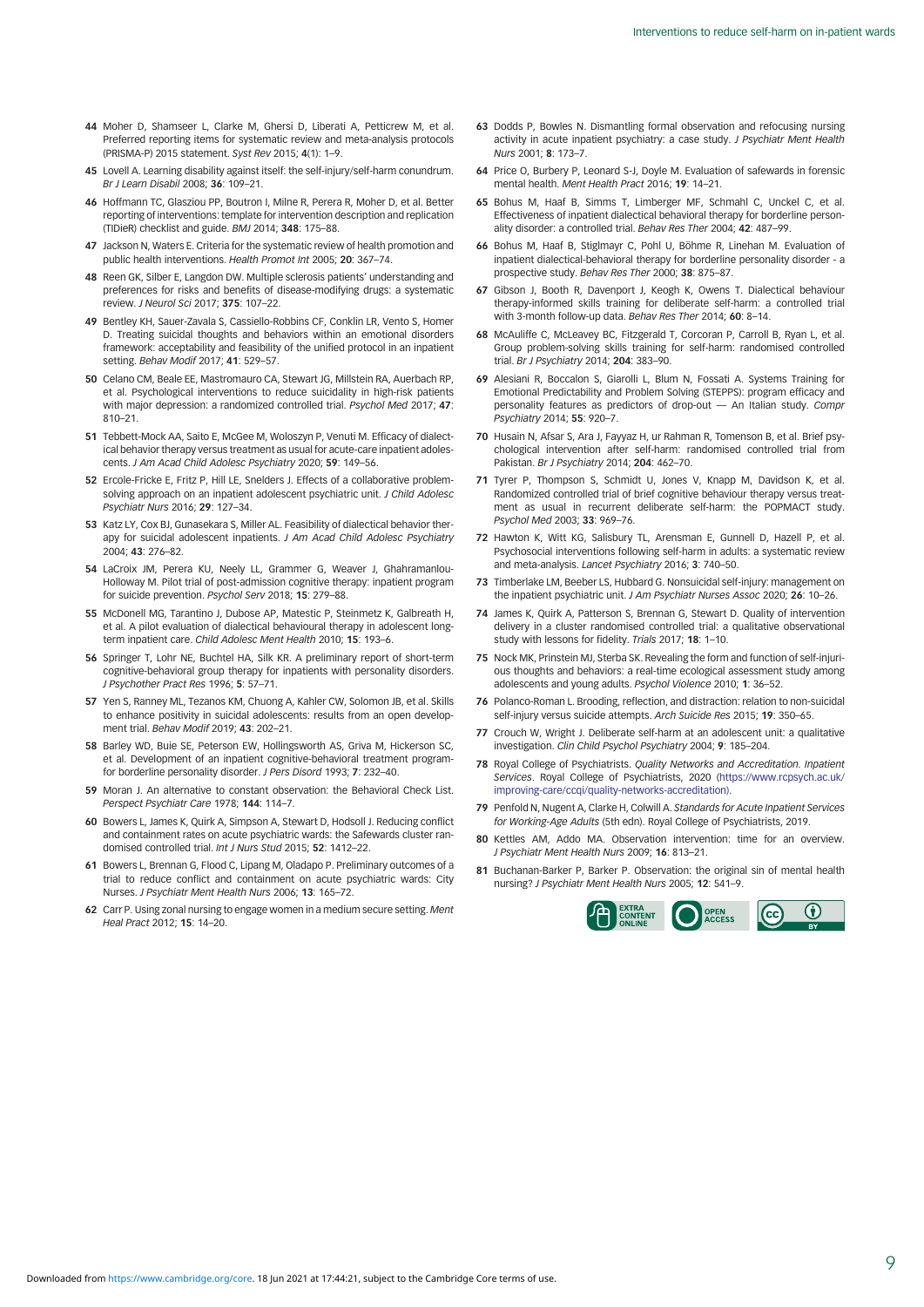44 Moher D, Shamseer L, Clarke M, Ghersi D, Liberati A, Petticrew M, et al. Preferred reporting items for systematic review and meta-analysis protocols (PRISMA-P) 2015 statement. *Syst Rev* 2015; **4**(1): 1–9.

45 Lovell A. Learning disability against itself: the self-injury/self-harm conundrum. *Br J Learn Disabil* 2008; **36**: 109–21.

46 Hoffmann TC, Glasziou PP, Boutron I, Milne R, Perera R, Moher D, et al. Better reporting of interventions: template for intervention description and replication (TIDieR) checklist and guide. *BMJ* 2014; **348**: 175–88.

47 Jackson N, Waters E. Criteria for the systematic review of health promotion and public health interventions. *Health Promot Int* 2005; **20**: 367–74.

48 Reen GK, Silber E, Langdon DW. Multiple sclerosis patients' understanding and preferences for risks and benefits of disease-modifying drugs: a systematic review. *J Neurol Sci* 2017; **375**: 107–22.

49 Bentley KH, Sauer-Zavala S, Cassiello-Robbins CF, Conklin LR, Vento S, Homer D. Treating suicidal thoughts and behaviors within an emotional disorders framework: acceptability and feasibility of the unified protocol in an inpatient setting. *Behav Modif* 2017; **41**: 529–57.

50 Celano CM, Beale EE, Mastromauro CA, Stewart JG, Millstein RA, Auerbach RP, et al. Psychological interventions to reduce suicidality in high-risk patients with major depression: a randomized controlled trial. *Psychol Med* 2017; **47**: 810–21.

51 Tebbett-Mock AA, Saito E, McGee M, Woloszyn P, Venuti M. Efficacy of dialectical behavior therapy versus treatment as usual for acute-care inpatient adolescents. *J Am Acad Child Adolesc Psychiatry* 2020; **59**: 149–56.

52 Ercole-Fricke E, Fritz P, Hill LE, Snelders J. Effects of a collaborative problem-solving approach on an inpatient adolescent psychiatric unit. *J Child Adolesc Psychiatr Nurs* 2016; **29**: 127–34.

53 Katz LY, Cox BJ, Gunasekara S, Miller AL. Feasibility of dialectical behavior therapy for suicidal adolescent inpatients. *J Am Acad Child Adolesc Psychiatry* 2004; **43**: 276–82.

54 LaCroix JM, Perera KU, Neely LL, Grammer G, Weaver J, Ghahramanlou-Holloway M. Pilot trial of post-admission cognitive therapy: inpatient program for suicide prevention. *Psychol Serv* 2018; **15**: 279–88.

55 McDonell MG, Tarantino J, Dubose AP, Matestic P, Steinmetz K, Galbreath H, et al. A pilot evaluation of dialectical behavioural therapy in adolescent long-term inpatient care. *Child Adolesc Ment Health* 2010; **15**: 193–6.

56 Springer T, Lohr NE, Buchtel HA, Silk KR. A preliminary report of short-term cognitive-behavioral group therapy for inpatients with personality disorders. *J Psychother Pract Res* 1996; **5**: 57–71.

57 Yen S, Ranney ML, Tezanos KM, Chuong A, Kahler CW, Solomon JB, et al. Skills to enhance positivity in suicidal adolescents: results from an open development trial. *Behav Modif* 2019; **43**: 202–21.

58 Barley WD, Buie SE, Peterson EW, Hollingsworth AS, Griva M, Hickerson SC, et al. Development of an inpatient cognitive-behavioral treatment program for borderline personality disorder. *J Pers Disord* 1993; **7**: 232–40.

59 Moran J. An alternative to constant observation: the Behavioral Check List. *Perspect Psychiatr Care* 1978; **144**: 114–7.

60 Bowers L, James K, Quirk A, Simpson A, Stewart D, Hodsoll J. Reducing conflict and containment rates on acute psychiatric wards: the Safewards cluster randomised controlled trial. *Int J Nurs Stud* 2015; **52**: 1412–22.

61 Bowers L, Brennan G, Flood C, Lipang M, Oladapo P. Preliminary outcomes of a trial to reduce conflict and containment on acute psychiatric wards: City Nurses. *J Psychiatr Ment Health Nurs* 2006; **13**: 165–72.

62 Carr P. Using zonal nursing to engage women in a medium secure setting. *Ment Heal Pract* 2012; **15**: 14–20.

63 Dodds P, Bowles N. Dismantling formal observation and refocusing nursing activity in acute inpatient psychiatry: a case study. *J Psychiatr Ment Health Nurs* 2001; **8**: 173–7.

64 Price O, Burbery P, Leonard S-J, Doyle M. Evaluation of safewards in forensic mental health. *Ment Health Pract* 2016; **19**: 14–21.

65 Bohus M, Haaf B, Simms T, Limberger MF, Schmahl C, Unckel C, et al. Effectiveness of inpatient dialectical behavioral therapy for borderline personality disorder: a controlled trial. *Behav Res Ther* 2004; **42**: 487–99.

66 Bohus M, Haaf B, Stiglmayr C, Pohl U, Böhme R, Linehan M. Evaluation of inpatient dialectical-behavioral therapy for borderline personality disorder - a prospective study. *Behav Res Ther* 2000; **38**: 875–87.

67 Gibson J, Booth R, Davenport J, Keogh K, Owens T. Dialectical behaviour therapy-informed skills training for deliberate self-harm: a controlled trial with 3-month follow-up data. *Behav Res Ther* 2014; **60**: 8–14.

68 McAuliffe C, McLeavey BC, Fitzgerald T, Corcoran P, Carroll B, Ryan L, et al. Group problem-solving skills training for self-harm: randomised controlled trial. *Br J Psychiatry* 2014; **204**: 383–90.

69 Alesiani R, Boccalon S, Giarolli L, Blum N, Fossati A. Systems Training for Emotional Predictability and Problem Solving (STEPPS): program efficacy and personality features as predictors of drop-out — An Italian study. *Compr Psychiatry* 2014; **55**: 920–7.

70 Husain N, Afsar S, Ara J, Fayyaz H, ur Rahman R, Tomenson B, et al. Brief psychological intervention after self-harm: randomised controlled trial from Pakistan. *Br J Psychiatry* 2014; **204**: 462–70.

71 Tyrer P, Thompson S, Schmidt U, Jones V, Knapp M, Davidson K, et al. Randomized controlled trial of brief cognitive behaviour therapy versus treatment as usual in recurrent deliberate self-harm: the POPMACT study. *Psychol Med* 2003; **33**: 969–76.

72 Hawton K, Witt KG, Salisbury TL, Arensman E, Gunnell D, Hazell P, et al. Psychosocial interventions following self-harm in adults: a systematic review and meta-analysis. *Lancet Psychiatry* 2016; **3**: 740–50.

73 Timberlake LM, Beeber LS, Hubbard G. Nonsuicidal self-injury: management on the inpatient psychiatric unit. *J Am Psychiatr Nurses Assoc* 2020; **26**: 10–26.

74 James K, Quirk A, Patterson S, Brennan G, Stewart D. Quality of intervention delivery in a cluster randomised controlled trial: a qualitative observational study with lessons for fidelity. *Trials* 2017; **18**: 1–10.

75 Nock MK, Prinstein MJ, Sterba SK. Revealing the form and function of self-injurious thoughts and behaviors: a real-time ecological assessment study among adolescents and young adults. *Psychol Violence* 2010; **1**: 36–52.

76 Polanco-Roman L. Brooding, reflection, and distraction: relation to non-suicidal self-injury versus suicide attempts. *Arch Suicide Res* 2015; **19**: 350–65.

77 Crouch W, Wright J. Deliberate self-harm at an adolescent unit: a qualitative investigation. *Clin Child Psychol Psychiatry* 2004; **9**: 185–204.

78 Royal College of Psychiatrists. *Quality Networks and Accreditation. Inpatient Services*. Royal College of Psychiatrists, 2020 (https://www.rcpsych.ac.uk/improving-care/ccqi/quality-networks-accreditation).

79 Penfold N, Nugent A, Clarke H, Colwill A. *Standards for Acute Inpatient Services for Working-Age Adults* (5th edn). Royal College of Psychiatrists, 2019.

80 Kettles AM, Addo MA. Observation intervention: time for an overview. *J Psychiatr Ment Health Nurs* 2009; **16**: 813–21.

81 Buchanan-Barker P, Barker P. Observation: the original sin of mental health nursing? *J Psychiatr Ment Health Nurs* 2005; **12**: 541–9.